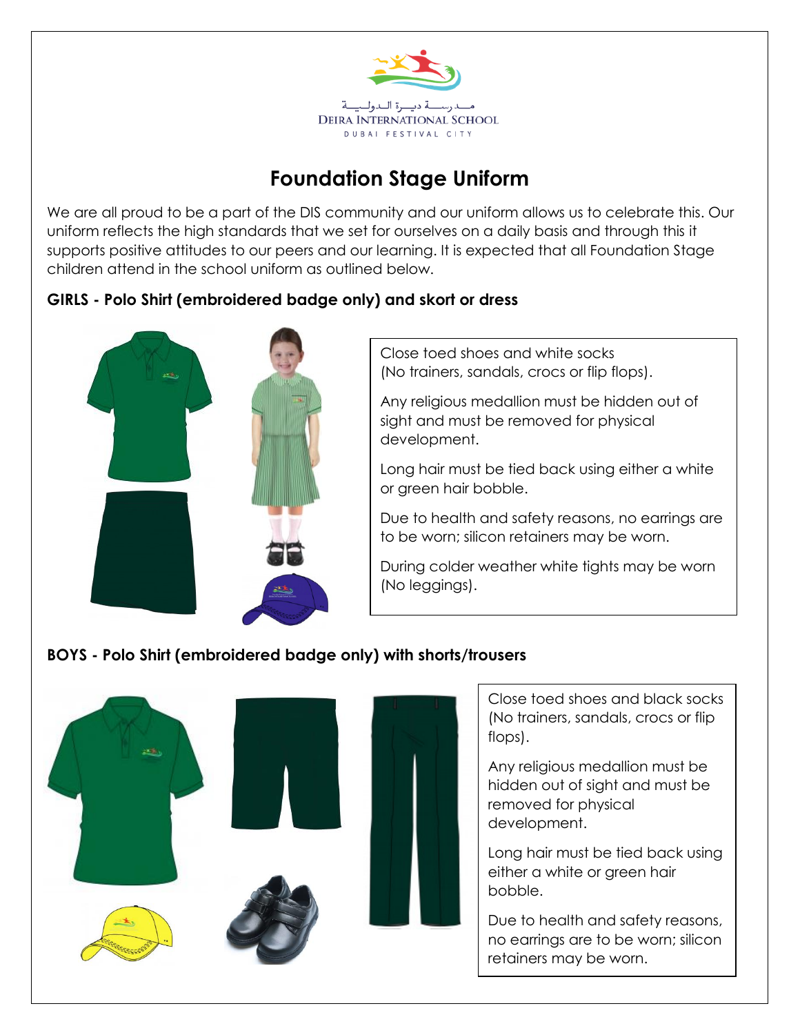مــدرســة ديــرة الـدولـيــة
DEIRA INTERNATIONAL SCHOOL
DUBAI FESTIVAL CITY

# Foundation Stage Uniform

We are all proud to be a part of the DIS community and our uniform allows us to celebrate this. Our uniform reflects the high standards that we set for ourselves on a daily basis and through this it supports positive attitudes to our peers and our learning. It is expected that all Foundation Stage children attend in the school uniform as outlined below.

**GIRLS - Polo Shirt (embroidered badge only) and skort or dress**

Close toed shoes and white socks (No trainers, sandals, crocs or flip flops).

Any religious medallion must be hidden out of sight and must be removed for physical development.

Long hair must be tied back using either a white or green hair bobble.

Due to health and safety reasons, no earrings are to be worn; silicon retainers may be worn.

During colder weather white tights may be worn (No leggings).

**BOYS - Polo Shirt (embroidered badge only) with shorts/trousers**

Close toed shoes and black socks (No trainers, sandals, crocs or flip flops).

Any religious medallion must be hidden out of sight and must be removed for physical development.

Long hair must be tied back using either a white or green hair bobble.

Due to health and safety reasons, no earrings are to be worn; silicon retainers may be worn.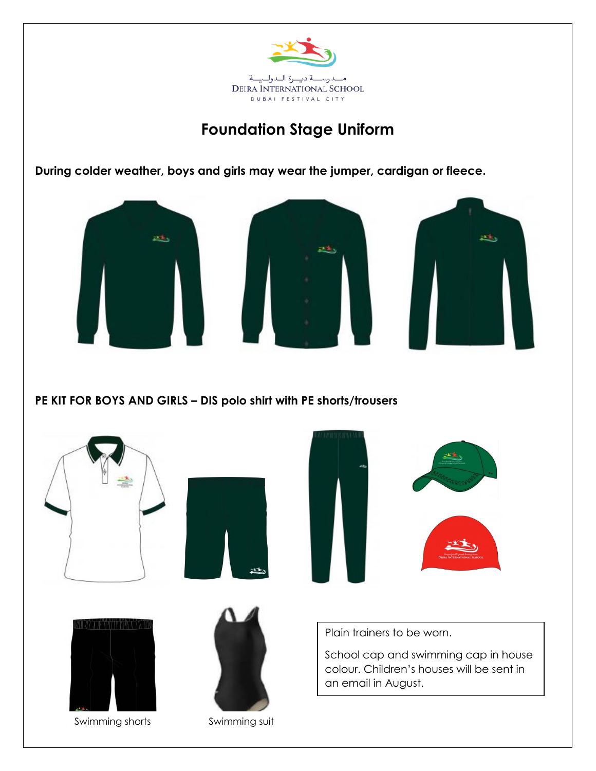مـدرسـة ديـرة الـدولـيـة
DEIRA INTERNATIONAL SCHOOL
DUBAI FESTIVAL CITY

# Foundation Stage Uniform

**During colder weather, boys and girls may wear the jumper, cardigan or fleece.**

**PE KIT FOR BOYS AND GIRLS – DIS polo shirt with PE shorts/trousers**

Plain trainers to be worn.

School cap and swimming cap in house colour. Children's houses will be sent in an email in August.

Swimming shorts

Swimming suit